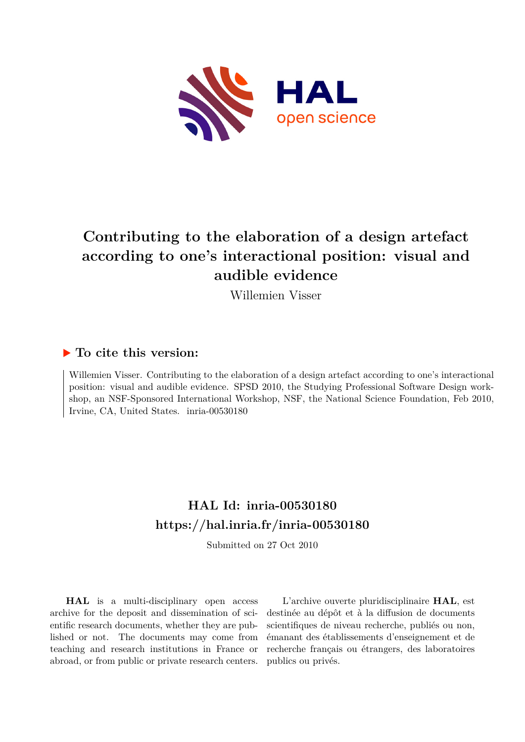# Contributing to the elaboration of a design artefact according to one's interactional position: visual and audible evidence

Willemien Visser

## ▶ To cite this version:

Willemien Visser. Contributing to the elaboration of a design artefact according to one's interactional position: visual and audible evidence. SPSD 2010, the Studying Professional Software Design workshop, an NSF-Sponsored International Workshop, NSF, the National Science Foundation, Feb 2010, Irvine, CA, United States. inria-00530180

## HAL Id: inria-00530180
## https://hal.inria.fr/inria-00530180

Submitted on 27 Oct 2010

**HAL** is a multi-disciplinary open access archive for the deposit and dissemination of scientific research documents, whether they are published or not. The documents may come from teaching and research institutions in France or abroad, or from public or private research centers.

L'archive ouverte pluridisciplinaire **HAL**, est destinée au dépôt et à la diffusion de documents scientifiques de niveau recherche, publiés ou non, émanant des établissements d'enseignement et de recherche français ou étrangers, des laboratoires publics ou privés.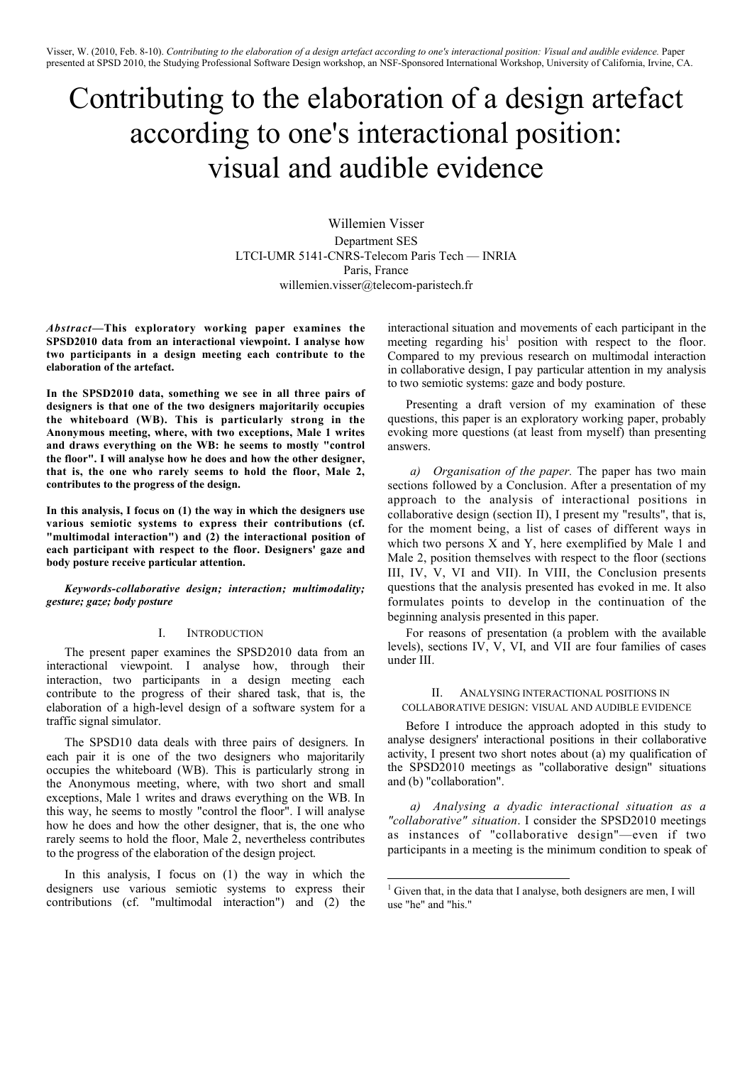Visser, W. (2010, Feb. 8-10). *Contributing to the elaboration of a design artefact according to one's interactional position: Visual and audible evidence.* Paper presented at SPSD 2010, the Studying Professional Software Design workshop, an NSF-Sponsored International Workshop, University of California, Irvine, CA.

# Contributing to the elaboration of a design artefact according to one's interactional position: visual and audible evidence

Willemien Visser
Department SES
LTCI-UMR 5141-CNRS-Telecom Paris Tech — INRIA
Paris, France
willemien.visser@telecom-paristech.fr

***Abstract*—This exploratory working paper examines the SPSD2010 data from an interactional viewpoint. I analyse how two participants in a design meeting each contribute to the elaboration of the artefact.**

**In the SPSD2010 data, something we see in all three pairs of designers is that one of the two designers majoritarily occupies the whiteboard (WB). This is particularly strong in the Anonymous meeting, where, with two exceptions, Male 1 writes and draws everything on the WB: he seems to mostly "control the floor". I will analyse how he does and how the other designer, that is, the one who rarely seems to hold the floor, Male 2, contributes to the progress of the design.**

**In this analysis, I focus on (1) the way in which the designers use various semiotic systems to express their contributions (cf. "multimodal interaction") and (2) the interactional position of each participant with respect to the floor. Designers' gaze and body posture receive particular attention.**

***Keywords-collaborative design; interaction; multimodality; gesture; gaze; body posture***

## I. Introduction

The present paper examines the SPSD2010 data from an interactional viewpoint. I analyse how, through their interaction, two participants in a design meeting each contribute to the progress of their shared task, that is, the elaboration of a high-level design of a software system for a traffic signal simulator.

The SPSD10 data deals with three pairs of designers. In each pair it is one of the two designers who majoritarily occupies the whiteboard (WB). This is particularly strong in the Anonymous meeting, where, with two short and small exceptions, Male 1 writes and draws everything on the WB. In this way, he seems to mostly "control the floor". I will analyse how he does and how the other designer, that is, the one who rarely seems to hold the floor, Male 2, nevertheless contributes to the progress of the elaboration of the design project.

In this analysis, I focus on (1) the way in which the designers use various semiotic systems to express their contributions (cf. "multimodal interaction") and (2) the interactional situation and movements of each participant in the meeting regarding his[1] position with respect to the floor. Compared to my previous research on multimodal interaction in collaborative design, I pay particular attention in my analysis to two semiotic systems: gaze and body posture.

Presenting a draft version of my examination of these questions, this paper is an exploratory working paper, probably evoking more questions (at least from myself) than presenting answers.

*a) Organisation of the paper.* The paper has two main sections followed by a Conclusion. After a presentation of my approach to the analysis of interactional positions in collaborative design (section II), I present my "results", that is, for the moment being, a list of cases of different ways in which two persons X and Y, here exemplified by Male 1 and Male 2, position themselves with respect to the floor (sections III, IV, V, VI and VII). In VIII, the Conclusion presents questions that the analysis presented has evoked in me. It also formulates points to develop in the continuation of the beginning analysis presented in this paper.

For reasons of presentation (a problem with the available levels), sections IV, V, VI, and VII are four families of cases under III.

## II. Analysing interactional positions in collaborative design: visual and audible evidence

Before I introduce the approach adopted in this study to analyse designers' interactional positions in their collaborative activity, I present two short notes about (a) my qualification of the SPSD2010 meetings as "collaborative design" situations and (b) "collaboration".

*a) Analysing a dyadic interactional situation as a "collaborative" situation.* I consider the SPSD2010 meetings as instances of "collaborative design"—even if two participants in a meeting is the minimum condition to speak of

[1] Given that, in the data that I analyse, both designers are men, I will use "he" and "his."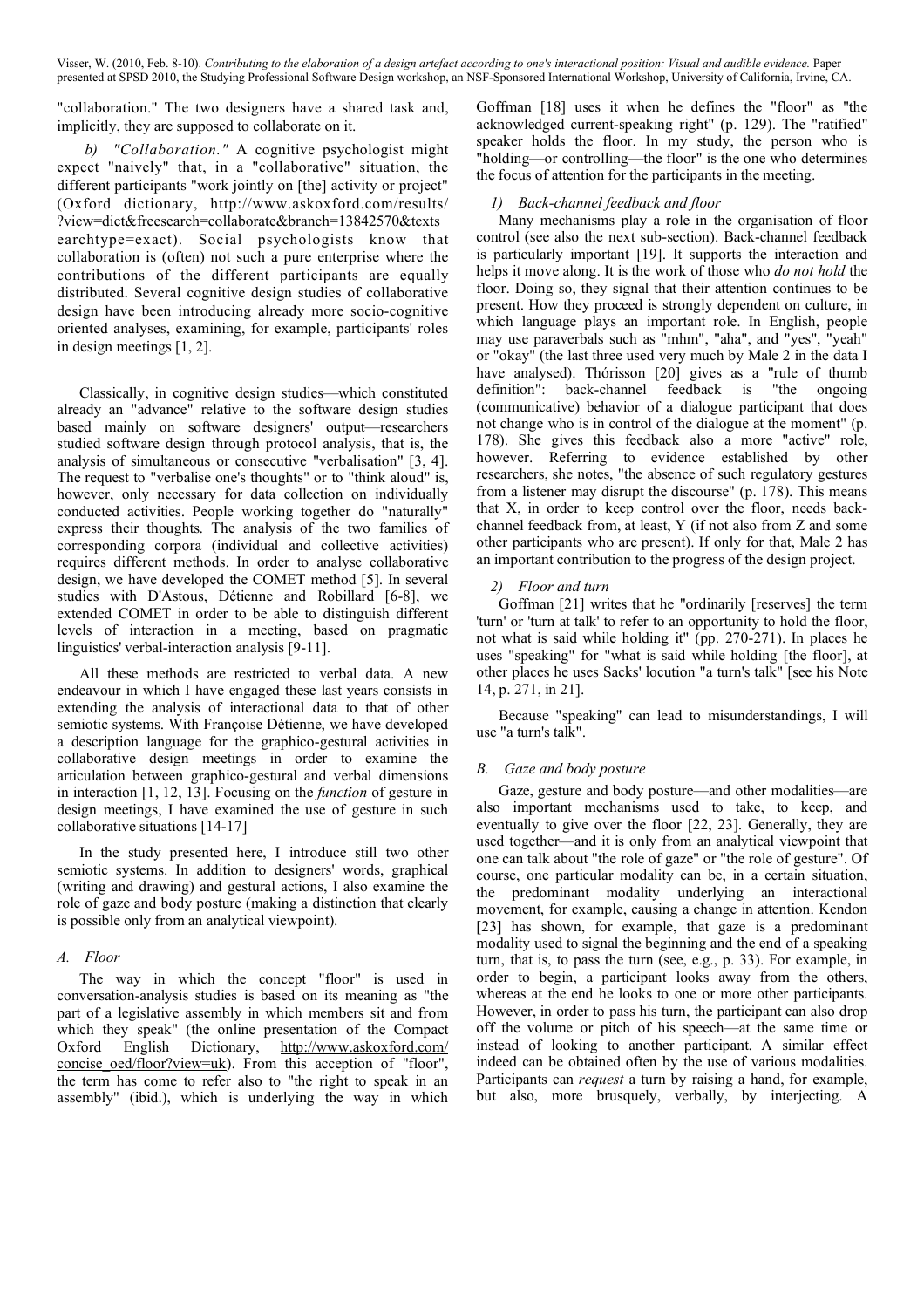"collaboration." The two designers have a shared task and, implicitly, they are supposed to collaborate on it.

*b) "Collaboration."* A cognitive psychologist might expect "naively" that, in a "collaborative" situation, the different participants "work jointly on [the] activity or project" (Oxford dictionary, http://www.askoxford.com/results/?view=dict&freesearch=collaborate&branch=13842570&textsearchtype=exact). Social psychologists know that collaboration is (often) not such a pure enterprise where the contributions of the different participants are equally distributed. Several cognitive design studies of collaborative design have been introducing already more socio-cognitive oriented analyses, examining, for example, participants' roles in design meetings [1, 2].

Classically, in cognitive design studies—which constituted already an "advance" relative to the software design studies based mainly on software designers' output—researchers studied software design through protocol analysis, that is, the analysis of simultaneous or consecutive "verbalisation" [3, 4]. The request to "verbalise one's thoughts" or to "think aloud" is, however, only necessary for data collection on individually conducted activities. People working together do "naturally" express their thoughts. The analysis of the two families of corresponding corpora (individual and collective activities) requires different methods. In order to analyse collaborative design, we have developed the COMET method [5]. In several studies with D'Astous, Détienne and Robillard [6-8], we extended COMET in order to be able to distinguish different levels of interaction in a meeting, based on pragmatic linguistics' verbal-interaction analysis [9-11].

All these methods are restricted to verbal data. A new endeavour in which I have engaged these last years consists in extending the analysis of interactional data to that of other semiotic systems. With Françoise Détienne, we have developed a description language for the graphico-gestural activities in collaborative design meetings in order to examine the articulation between graphico-gestural and verbal dimensions in interaction [1, 12, 13]. Focusing on the *function* of gesture in design meetings, I have examined the use of gesture in such collaborative situations [14-17]

In the study presented here, I introduce still two other semiotic systems. In addition to designers' words, graphical (writing and drawing) and gestural actions, I also examine the role of gaze and body posture (making a distinction that clearly is possible only from an analytical viewpoint).

### *A. Floor*

The way in which the concept "floor" is used in conversation-analysis studies is based on its meaning as "the part of a legislative assembly in which members sit and from which they speak" (the online presentation of the Compact Oxford English Dictionary, http://www.askoxford.com/concise_oed/floor?view=uk). From this acception of "floor", the term has come to refer also to "the right to speak in an assembly" (ibid.), which is underlying the way in which Goffman [18] uses it when he defines the "floor" as "the acknowledged current-speaking right" (p. 129). The "ratified" speaker holds the floor. In my study, the person who is "holding—or controlling—the floor" is the one who determines the focus of attention for the participants in the meeting.

#### *1) Back-channel feedback and floor*

Many mechanisms play a role in the organisation of floor control (see also the next sub-section). Back-channel feedback is particularly important [19]. It supports the interaction and helps it move along. It is the work of those who *do not hold* the floor. Doing so, they signal that their attention continues to be present. How they proceed is strongly dependent on culture, in which language plays an important role. In English, people may use paraverbals such as "mhm", "aha", and "yes", "yeah" or "okay" (the last three used very much by Male 2 in the data I have analysed). Thórisson [20] gives as a "rule of thumb definition": back-channel feedback is "the ongoing (communicative) behavior of a dialogue participant that does not change who is in control of the dialogue at the moment" (p. 178). She gives this feedback also a more "active" role, however. Referring to evidence established by other researchers, she notes, "the absence of such regulatory gestures from a listener may disrupt the discourse" (p. 178). This means that X, in order to keep control over the floor, needs back-channel feedback from, at least, Y (if not also from Z and some other participants who are present). If only for that, Male 2 has an important contribution to the progress of the design project.

#### *2) Floor and turn*

Goffman [21] writes that he "ordinarily [reserves] the term 'turn' or 'turn at talk' to refer to an opportunity to hold the floor, not what is said while holding it" (pp. 270-271). In places he uses "speaking" for "what is said while holding [the floor], at other places he uses Sacks' locution "a turn's talk" [see his Note 14, p. 271, in 21].

Because "speaking" can lead to misunderstandings, I will use "a turn's talk".

### *B. Gaze and body posture*

Gaze, gesture and body posture—and other modalities—are also important mechanisms used to take, to keep, and eventually to give over the floor [22, 23]. Generally, they are used together—and it is only from an analytical viewpoint that one can talk about "the role of gaze" or "the role of gesture". Of course, one particular modality can be, in a certain situation, the predominant modality underlying an interactional movement, for example, causing a change in attention. Kendon [23] has shown, for example, that gaze is a predominant modality used to signal the beginning and the end of a speaking turn, that is, to pass the turn (see, e.g., p. 33). For example, in order to begin, a participant looks away from the others, whereas at the end he looks to one or more other participants. However, in order to pass his turn, the participant can also drop off the volume or pitch of his speech—at the same time or instead of looking to another participant. A similar effect indeed can be obtained often by the use of various modalities. Participants can *request* a turn by raising a hand, for example, but also, more brusquely, verbally, by interjecting. A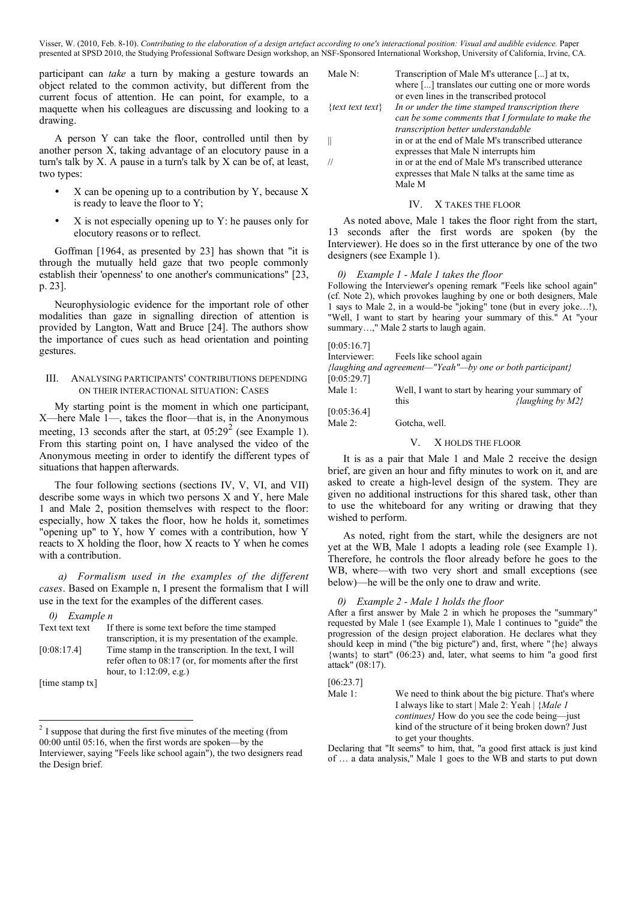participant can *take* a turn by making a gesture towards an object related to the common activity, but different from the current focus of attention. He can point, for example, to a maquette when his colleagues are discussing and looking to a drawing.

A person Y can take the floor, controlled until then by another person X, taking advantage of an elocutory pause in a turn's talk by X. A pause in a turn's talk by X can be of, at least, two types:

- X can be opening up to a contribution by Y, because X is ready to leave the floor to Y;
- X is not especially opening up to Y: he pauses only for elocutory reasons or to reflect.

Goffman [1964, as presented by 23] has shown that "it is through the mutually held gaze that two people commonly establish their 'openness' to one another's communications" [23, p. 23].

Neurophysiologic evidence for the important role of other modalities than gaze in signalling direction of attention is provided by Langton, Watt and Bruce [24]. The authors show the importance of cues such as head orientation and pointing gestures.

## III. Analysing participants' contributions depending on their interactional situation: Cases

My starting point is the moment in which one participant, X—here Male 1—, takes the floor—that is, in the Anonymous meeting, 13 seconds after the start, at 05:29[2] (see Example 1). From this starting point on, I have analysed the video of the Anonymous meeting in order to identify the different types of situations that happen afterwards.

The four following sections (sections IV, V, VI, and VII) describe some ways in which two persons X and Y, here Male 1 and Male 2, position themselves with respect to the floor: especially, how X takes the floor, how he holds it, sometimes "opening up" to Y, how Y comes with a contribution, how Y reacts to X holding the floor, how X reacts to Y when he comes with a contribution.

*a) Formalism used in the examples of the different cases*. Based on Example n, I present the formalism that I will use in the text for the examples of the different cases.

*0) Example n*

| | |
|---|---|
| Text text text | If there is some text before the time stamped transcription, it is my presentation of the example. |
| [0:08:17.4] | Time stamp in the transcription. In the text, I will refer often to 08:17 (or, for moments after the first hour, to 1:12:09, e.g.) |
| [time stamp tx] | |
| Male N: | Transcription of Male M's utterance [...] at tx, where [...] translates our cutting one or more words or even lines in the transcribed protocol |
| {text text text} | *In or under the time stamped transcription there can be some comments that I formulate to make the transcription better understandable* |
| \|\| | in or at the end of Male M's transcribed utterance expresses that Male N interrupts him |
| // | in or at the end of Male M's transcribed utterance expresses that Male N talks at the same time as Male M |

## IV. X takes the floor

As noted above, Male 1 takes the floor right from the start, 13 seconds after the first words are spoken (by the Interviewer). He does so in the first utterance by one of the two designers (see Example 1).

*0) Example 1 - Male 1 takes the floor*

Following the Interviewer's opening remark "Feels like school again" (cf. Note 2), which provokes laughing by one or both designers, Male 1 says to Male 2, in a would-be "joking" tone (but in every joke…!), "Well, I want to start by hearing your summary of this." At "your summary…," Male 2 starts to laugh again.

[0:05:16.7]
Interviewer: Feels like school again
*{laughing and agreement—"Yeah"—by one or both participant}*
[0:05:29.7]
Male 1: Well, I want to start by hearing your summary of this *{laughing by M2}*
[0:05:36.4]
Male 2: Gotcha, well.

## V. X holds the floor

It is as a pair that Male 1 and Male 2 receive the design brief, are given an hour and fifty minutes to work on it, and are asked to create a high-level design of the system. They are given no additional instructions for this shared task, other than to use the whiteboard for any writing or drawing that they wished to perform.

As noted, right from the start, while the designers are not yet at the WB, Male 1 adopts a leading role (see Example 1). Therefore, he controls the floor already before he goes to the WB, where—with two very short and small exceptions (see below)—he will be the only one to draw and write.

*0) Example 2 - Male 1 holds the floor*

After a first answer by Male 2 in which he proposes the "summary" requested by Male 1 (see Example 1), Male 1 continues to "guide" the progression of the design project elaboration. He declares what they should keep in mind ("the big picture") and, first, where "{he} always {wants} to start" (06:23) and, later, what seems to him "a good first attack" (08:17).

[06:23.7]
Male 1: We need to think about the big picture. That's where I always like to start | Male 2: Yeah | *{Male 1 continues}* How do you see the code being—just kind of the structure of it being broken down? Just to get your thoughts.

Declaring that "It seems" to him, that, "a good first attack is just kind of … a data analysis," Male 1 goes to the WB and starts to put down

[2] I suppose that during the first five minutes of the meeting (from 00:00 until 05:16, when the first words are spoken—by the Interviewer, saying "Feels like school again"), the two designers read the Design brief.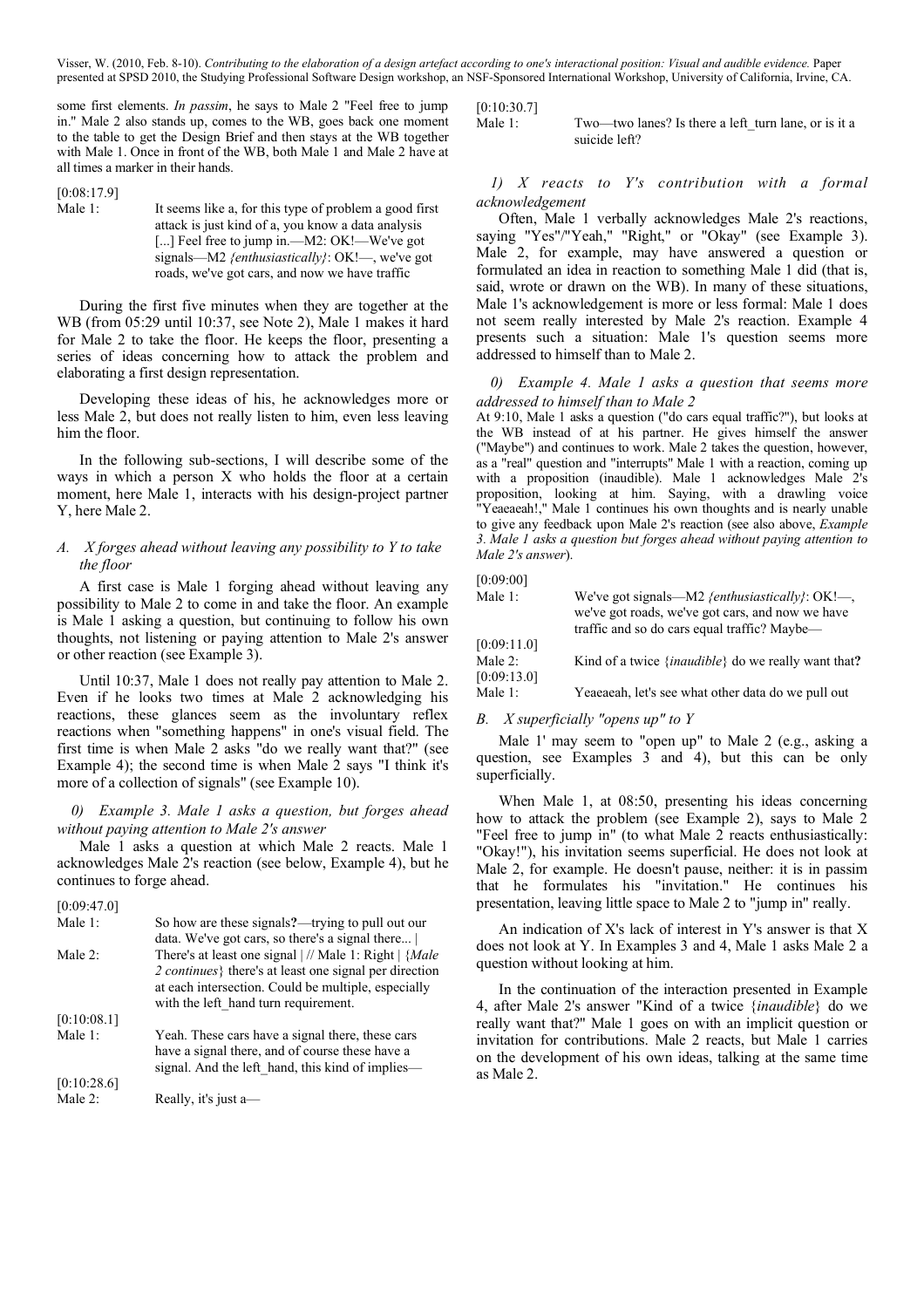some first elements. *In passim*, he says to Male 2 "Feel free to jump in." Male 2 also stands up, comes to the WB, goes back one moment to the table to get the Design Brief and then stays at the WB together with Male 1. Once in front of the WB, both Male 1 and Male 2 have at all times a marker in their hands.

[0:08:17.9]

Male 1: It seems like a, for this type of problem a good first attack is just kind of a, you know a data analysis [...] Feel free to jump in.—M2: OK!—We've got signals—M2 *{enthusiastically}*: OK!—, we've got roads, we've got cars, and now we have traffic

During the first five minutes when they are together at the WB (from 05:29 until 10:37, see Note 2), Male 1 makes it hard for Male 2 to take the floor. He keeps the floor, presenting a series of ideas concerning how to attack the problem and elaborating a first design representation.

Developing these ideas of his, he acknowledges more or less Male 2, but does not really listen to him, even less leaving him the floor.

In the following sub-sections, I will describe some of the ways in which a person X who holds the floor at a certain moment, here Male 1, interacts with his design-project partner Y, here Male 2.

### A. X forges ahead without leaving any possibility to Y to take the floor

A first case is Male 1 forging ahead without leaving any possibility to Male 2 to come in and take the floor. An example is Male 1 asking a question, but continuing to follow his own thoughts, not listening or paying attention to Male 2's answer or other reaction (see Example 3).

Until 10:37, Male 1 does not really pay attention to Male 2. Even if he looks two times at Male 2 acknowledging his reactions, these glances seem as the involuntary reflex reactions when "something happens" in one's visual field. The first time is when Male 2 asks "do we really want that?" (see Example 4); the second time is when Male 2 says "I think it's more of a collection of signals" (see Example 10).

#### 0) Example 3. Male 1 asks a question, but forges ahead without paying attention to Male 2's answer

Male 1 asks a question at which Male 2 reacts. Male 1 acknowledges Male 2's reaction (see below, Example 4), but he continues to forge ahead.

[0:09:47.0]

Male 1: So how are these signals**?**—trying to pull out our data. We've got cars, so there's a signal there... |

Male 2: There's at least one signal | // Male 1: Right | {*Male 2 continues*} there's at least one signal per direction at each intersection. Could be multiple, especially with the left_hand turn requirement.

[0:10:08.1]

Male 1: Yeah. These cars have a signal there, these cars have a signal there, and of course these have a signal. And the left_hand, this kind of implies—

[0:10:28.6]

Male 2: Really, it's just a—

[0:10:30.7]

Male 1: Two—two lanes? Is there a left_turn lane, or is it a suicide left?

#### 1) X reacts to Y's contribution with a formal acknowledgement

Often, Male 1 verbally acknowledges Male 2's reactions, saying "Yes"/"Yeah," "Right," or "Okay" (see Example 3). Male 2, for example, may have answered a question or formulated an idea in reaction to something Male 1 did (that is, said, wrote or drawn on the WB). In many of these situations, Male 1's acknowledgement is more or less formal: Male 1 does not seem really interested by Male 2's reaction. Example 4 presents such a situation: Male 1's question seems more addressed to himself than to Male 2.

#### 0) Example 4. Male 1 asks a question that seems more addressed to himself than to Male 2

At 9:10, Male 1 asks a question ("do cars equal traffic?"), but looks at the WB instead of at his partner. He gives himself the answer ("Maybe") and continues to work. Male 2 takes the question, however, as a "real" question and "interrupts" Male 1 with a reaction, coming up with a proposition (inaudible). Male 1 acknowledges Male 2's proposition, looking at him. Saying, with a drawling voice "Yeaeaeah!," Male 1 continues his own thoughts and is nearly unable to give any feedback upon Male 2's reaction (see also above, *Example 3. Male 1 asks a question but forges ahead without paying attention to Male 2's answer*).

[0:09:00]

Male 1: We've got signals—M2 *{enthusiastically}*: OK!—, we've got roads, we've got cars, and now we have traffic and so do cars equal traffic? Maybe—

[0:09:11.0]

Male 2: Kind of a twice {*inaudible*} do we really want that**?**

[0:09:13.0]

Male 1: Yeaeaeah, let's see what other data do we pull out

### B. X superficially "opens up" to Y

Male 1' may seem to "open up" to Male 2 (e.g., asking a question, see Examples 3 and 4), but this can be only superficially.

When Male 1, at 08:50, presenting his ideas concerning how to attack the problem (see Example 2), says to Male 2 "Feel free to jump in" (to what Male 2 reacts enthusiastically: "Okay!"), his invitation seems superficial. He does not look at Male 2, for example. He doesn't pause, neither: it is in passim that he formulates his "invitation." He continues his presentation, leaving little space to Male 2 to "jump in" really.

An indication of X's lack of interest in Y's answer is that X does not look at Y. In Examples 3 and 4, Male 1 asks Male 2 a question without looking at him.

In the continuation of the interaction presented in Example 4, after Male 2's answer "Kind of a twice {*inaudible*} do we really want that?" Male 1 goes on with an implicit question or invitation for contributions. Male 2 reacts, but Male 1 carries on the development of his own ideas, talking at the same time as Male 2.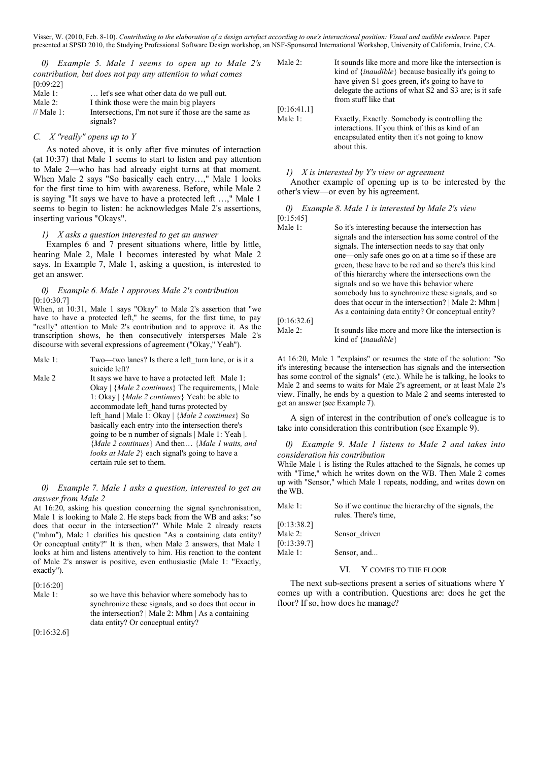*0) Example 5. Male 1 seems to open up to Male 2's contribution, but does not pay any attention to what comes*

[0:09:22]

| | |
|---|---|
| Male 1: | … let's see what other data do we pull out. |
| Male 2: | I think those were the main big players |
| // Male 1: | Intersections, I'm not sure if those are the same as signals? |

### C. X "really" opens up to Y

As noted above, it is only after five minutes of interaction (at 10:37) that Male 1 seems to start to listen and pay attention to Male 2—who has had already eight turns at that moment. When Male 2 says "So basically each entry…," Male 1 looks for the first time to him with awareness. Before, while Male 2 is saying "It says we have to have a protected left …," Male 1 seems to begin to listen: he acknowledges Male 2's assertions, inserting various "Okays".

*1) X asks a question interested to get an answer*

Examples 6 and 7 present situations where, little by little, hearing Male 2, Male 1 becomes interested by what Male 2 says. In Example 7, Male 1, asking a question, is interested to get an answer.

*0) Example 6. Male 1 approves Male 2's contribution*

[0:10:30.7]

When, at 10:31, Male 1 says "Okay" to Male 2's assertion that "we have to have a protected left," he seems, for the first time, to pay "really" attention to Male 2's contribution and to approve it. As the transcription shows, he then consecutively intersperses Male 2's discourse with several expressions of agreement ("Okay," Yeah").

| | |
|---|---|
| Male 1: | Two—two lanes? Is there a left_turn lane, or is it a suicide left? |
| Male 2 | It says we have to have a protected left \| Male 1: Okay \| {*Male 2 continues*} The requirements, \| Male 1: Okay \| {*Male 2 continues*} Yeah: be able to accommodate left_hand turns protected by left_hand \| Male 1: Okay \| {*Male 2 continues*} So basically each entry into the intersection there's going to be n number of signals \| Male 1: Yeah \|. {*Male 2 continues*} And then… {*Male 1 waits, and looks at Male 2*} each signal's going to have a certain rule set to them. |

*0) Example 7. Male 1 asks a question, interested to get an answer from Male 2*

At 16:20, asking his question concerning the signal synchronisation, Male 1 is looking to Male 2. He steps back from the WB and asks: "so does that occur in the intersection?" While Male 2 already reacts ("mhm"), Male 1 clarifies his question "As a containing data entity? Or conceptual entity?" It is then, when Male 2 answers, that Male 1 looks at him and listens attentively to him. His reaction to the content of Male 2's answer is positive, even enthusiastic (Male 1: "Exactly, exactly").

[0:16:20]

| | |
|---|---|
| Male 1: | so we have this behavior where somebody has to synchronize these signals, and so does that occur in the intersection? \| Male 2: Mhm \| As a containing data entity? Or conceptual entity? |

[0:16:32.6]

| | |
|---|---|
| Male 2: | It sounds like more and more like the intersection is kind of {*inaudible*} because basically it's going to have given S1 goes green, it's going to have to delegate the actions of what S2 and S3 are; is it safe from stuff like that |

[0:16:41.1]

| | |
|---|---|
| Male 1: | Exactly, Exactly. Somebody is controlling the interactions. If you think of this as kind of an encapsulated entity then it's not going to know about this. |

*1) X is interested by Y's view or agreement*

Another example of opening up is to be interested by the other's view—or even by his agreement.

*0) Example 8. Male 1 is interested by Male 2's view*

[0:15:45]

| | |
|---|---|
| Male 1: | So it's interesting because the intersection has signals and the intersection has some control of the signals. The intersection needs to say that only one—only safe ones go on at a time so if these are green, these have to be red and so there's this kind of this hierarchy where the intersections own the signals and so we have this behavior where somebody has to synchronize these signals, and so does that occur in the intersection? \| Male 2: Mhm \| As a containing data entity? Or conceptual entity? |

[0:16:32.6]

| | |
|---|---|
| Male 2: | It sounds like more and more like the intersection is kind of {*inaudible*} |

At 16:20, Male 1 "explains" or resumes the state of the solution: "So it's interesting because the intersection has signals and the intersection has some control of the signals" (etc.). While he is talking, he looks to Male 2 and seems to waits for Male 2's agreement, or at least Male 2's view. Finally, he ends by a question to Male 2 and seems interested to get an answer (see Example 7).

A sign of interest in the contribution of one's colleague is to take into consideration this contribution (see Example 9).

*0) Example 9. Male 1 listens to Male 2 and takes into consideration his contribution*

While Male 1 is listing the Rules attached to the Signals, he comes up with "Time," which he writes down on the WB. Then Male 2 comes up with "Sensor," which Male 1 repeats, nodding, and writes down on the WB.

| | |
|---|---|
| Male 1: | So if we continue the hierarchy of the signals, the rules. There's time, |

[0:13:38.2]

| | |
|---|---|
| Male 2: | Sensor_driven |

[0:13:39.7]

| | |
|---|---|
| Male 1: | Sensor, and... |

## VI. Y COMES TO THE FLOOR

The next sub-sections present a series of situations where Y comes up with a contribution. Questions are: does he get the floor? If so, how does he manage?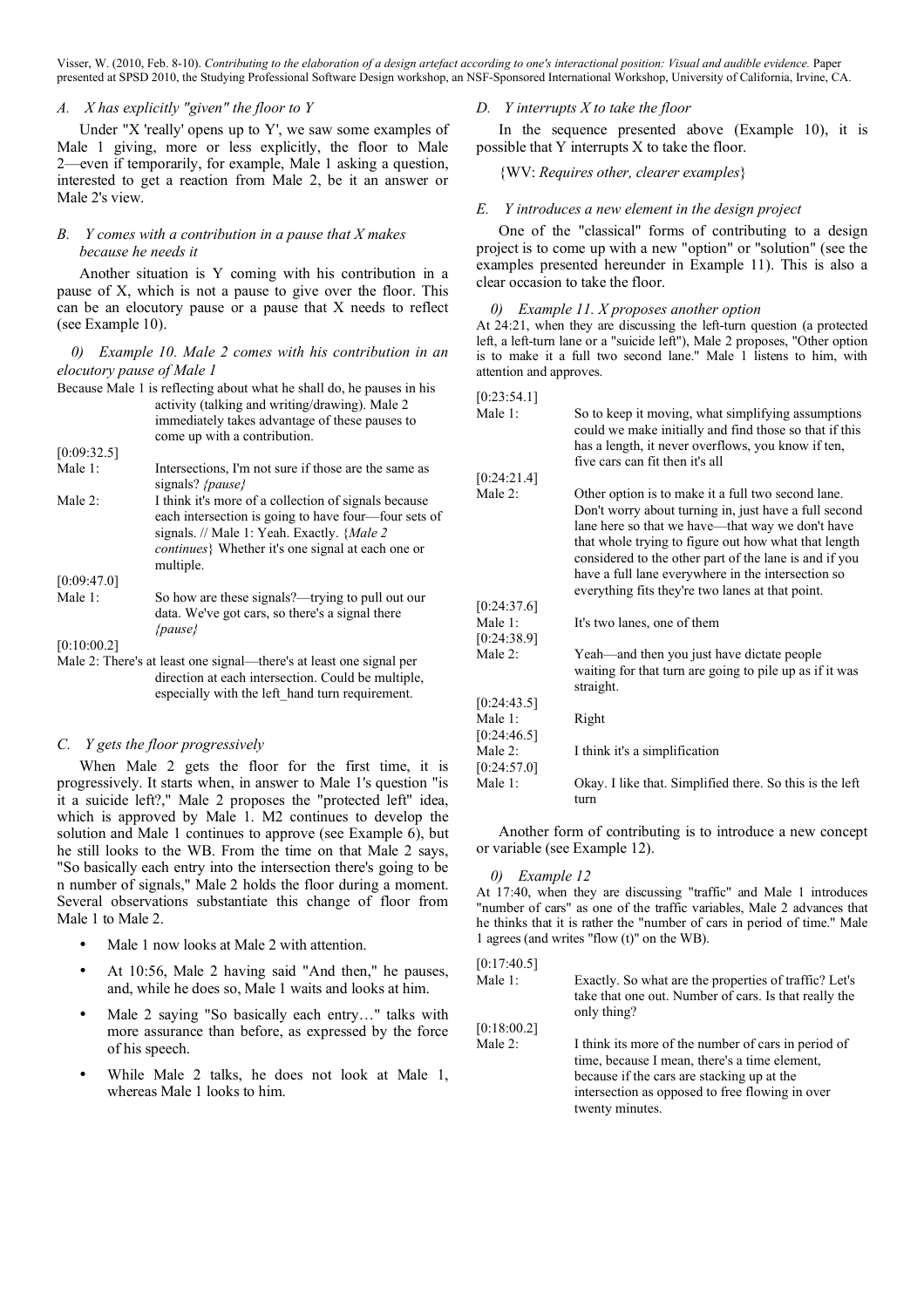### A. X has explicitly "given" the floor to Y

Under "X 'really' opens up to Y', we saw some examples of Male 1 giving, more or less explicitly, the floor to Male 2—even if temporarily, for example, Male 1 asking a question, interested to get a reaction from Male 2, be it an answer or Male 2's view.

### B. Y comes with a contribution in a pause that X makes because he needs it

Another situation is Y coming with his contribution in a pause of X, which is not a pause to give over the floor. This can be an elocutory pause or a pause that X needs to reflect (see Example 10).

#### 0) Example 10. Male 2 comes with his contribution in an elocutory pause of Male 1

Because Male 1 is reflecting about what he shall do, he pauses in his activity (talking and writing/drawing). Male 2 immediately takes advantage of these pauses to come up with a contribution.

[0:09:32.5]
Male 1: Intersections, I'm not sure if those are the same as signals? *{pause}*

Male 2: I think it's more of a collection of signals because each intersection is going to have four—four sets of signals. // Male 1: Yeah. Exactly. {*Male 2 continues*} Whether it's one signal at each one or multiple.

[0:09:47.0]
Male 1: So how are these signals?—trying to pull out our data. We've got cars, so there's a signal there *{pause}*

[0:10:00.2]
Male 2: There's at least one signal—there's at least one signal per direction at each intersection. Could be multiple, especially with the left_hand turn requirement.

### C. Y gets the floor progressively

When Male 2 gets the floor for the first time, it is progressively. It starts when, in answer to Male 1's question "is it a suicide left?," Male 2 proposes the "protected left" idea, which is approved by Male 1. M2 continues to develop the solution and Male 1 continues to approve (see Example 6), but he still looks to the WB. From the time on that Male 2 says, "So basically each entry into the intersection there's going to be n number of signals," Male 2 holds the floor during a moment. Several observations substantiate this change of floor from Male 1 to Male 2.

- Male 1 now looks at Male 2 with attention.
- At 10:56, Male 2 having said "And then," he pauses, and, while he does so, Male 1 waits and looks at him.
- Male 2 saying "So basically each entry…" talks with more assurance than before, as expressed by the force of his speech.
- While Male 2 talks, he does not look at Male 1, whereas Male 1 looks to him.

### D. Y interrupts X to take the floor

In the sequence presented above (Example 10), it is possible that Y interrupts X to take the floor.

{WV: *Requires other, clearer examples*}

### E. Y introduces a new element in the design project

One of the "classical" forms of contributing to a design project is to come up with a new "option" or "solution" (see the examples presented hereunder in Example 11). This is also a clear occasion to take the floor.

#### 0) Example 11. X proposes another option

At 24:21, when they are discussing the left-turn question (a protected left, a left-turn lane or a "suicide left"), Male 2 proposes, "Other option is to make it a full two second lane." Male 1 listens to him, with attention and approves.

[0:23:54.1]
Male 1: So to keep it moving, what simplifying assumptions could we make initially and find those so that if this has a length, it never overflows, you know if ten, five cars can fit then it's all

[0:24:21.4]
Male 2: Other option is to make it a full two second lane. Don't worry about turning in, just have a full second lane here so that we have—that way we don't have that whole trying to figure out how what that length considered to the other part of the lane is and if you have a full lane everywhere in the intersection so everything fits they're two lanes at that point.

[0:24:37.6]
Male 1: It's two lanes, one of them

[0:24:38.9]
Male 2: Yeah—and then you just have dictate people waiting for that turn are going to pile up as if it was straight.

[0:24:43.5]
Male 1: Right

[0:24:46.5]
Male 2: I think it's a simplification

[0:24:57.0]
Male 1: Okay. I like that. Simplified there. So this is the left turn

Another form of contributing is to introduce a new concept or variable (see Example 12).

#### 0) Example 12

At 17:40, when they are discussing "traffic" and Male 1 introduces "number of cars" as one of the traffic variables, Male 2 advances that he thinks that it is rather the "number of cars in period of time." Male 1 agrees (and writes "flow (t)" on the WB).

[0:17:40.5]
Male 1: Exactly. So what are the properties of traffic? Let's take that one out. Number of cars. Is that really the only thing?

[0:18:00.2]
Male 2: I think its more of the number of cars in period of time, because I mean, there's a time element, because if the cars are stacking up at the intersection as opposed to free flowing in over twenty minutes.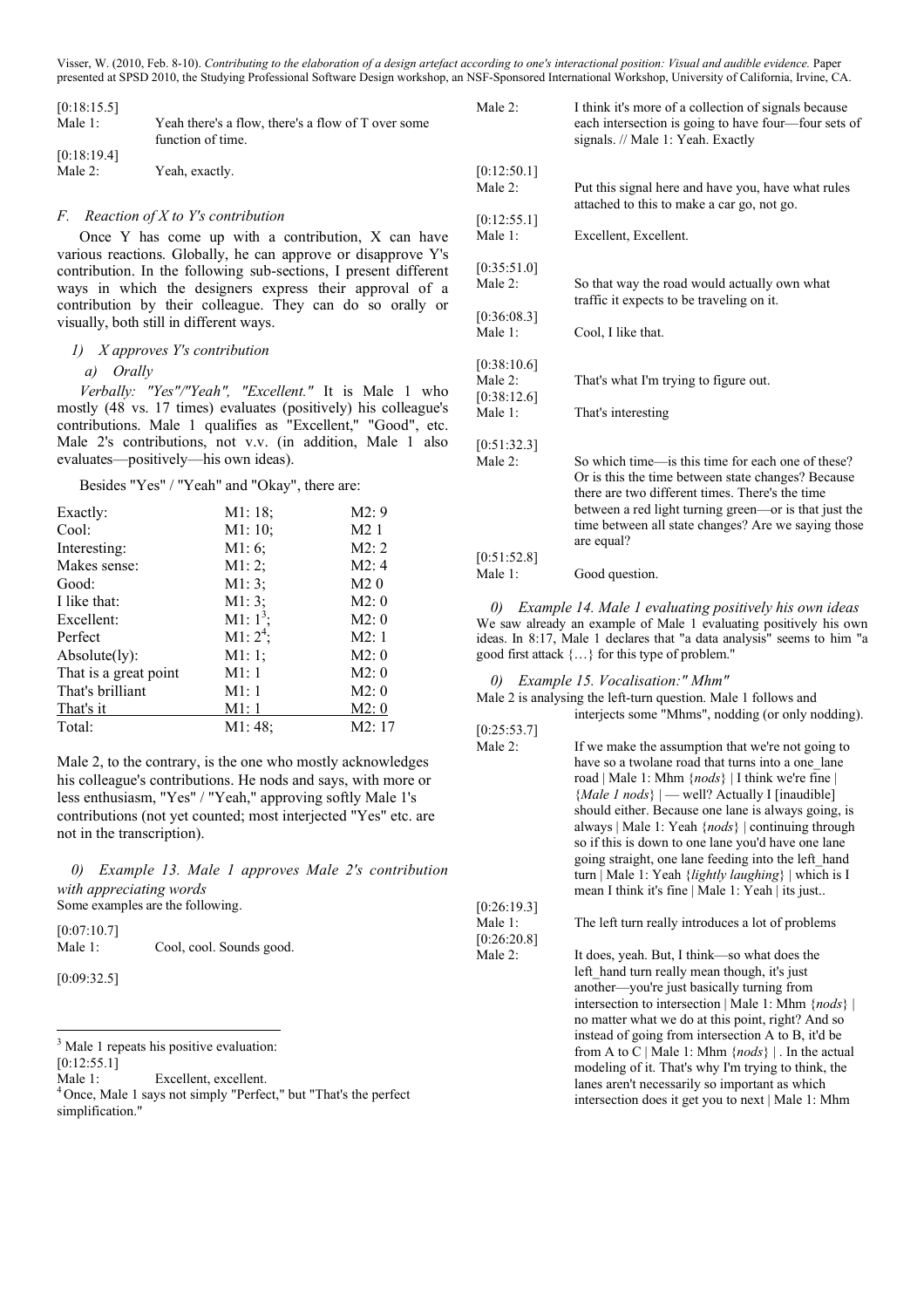[0:18:15.5]
Male 1: Yeah there's a flow, there's a flow of T over some function of time.

[0:18:19.4]
Male 2: Yeah, exactly.

### *F. Reaction of X to Y's contribution*

Once Y has come up with a contribution, X can have various reactions. Globally, he can approve or disapprove Y's contribution. In the following sub-sections, I present different ways in which the designers express their approval of a contribution by their colleague. They can do so orally or visually, both still in different ways.

#### *1) X approves Y's contribution*

##### *a) Orally*

*Verbally: "Yes"/"Yeah", "Excellent."* It is Male 1 who mostly (48 vs. 17 times) evaluates (positively) his colleague's contributions. Male 1 qualifies as "Excellent," "Good", etc. Male 2's contributions, not v.v. (in addition, Male 1 also evaluates—positively—his own ideas).

Besides "Yes" / "Yeah" and "Okay", there are:

| | | |
|---|---|---|
| Exactly: | M1: 18; | M2: 9 |
| Cool: | M1: 10; | M2 1 |
| Interesting: | M1: 6; | M2: 2 |
| Makes sense: | M1: 2; | M2: 4 |
| Good: | M1: 3; | M2 0 |
| I like that: | M1: 3; | M2: 0 |
| Excellent: | M1: 1[3]; | M2: 0 |
| Perfect | M1: 2[4]; | M2: 1 |
| Absolute(ly): | M1: 1; | M2: 0 |
| That is a great point | M1: 1 | M2: 0 |
| That's brilliant | M1: 1 | M2: 0 |
| That's it | M1: 1 | M2: 0 |
| Total: | M1: 48; | M2: 17 |

Male 2, to the contrary, is the one who mostly acknowledges his colleague's contributions. He nods and says, with more or less enthusiasm, "Yes" / "Yeah," approving softly Male 1's contributions (not yet counted; most interjected "Yes" etc. are not in the transcription).

*0) Example 13. Male 1 approves Male 2's contribution with appreciating words*

Some examples are the following.

[0:07:10.7]
Male 1: Cool, cool. Sounds good.

[0:09:32.5]
Male 2: I think it's more of a collection of signals because each intersection is going to have four—four sets of signals. // Male 1: Yeah. Exactly

[0:12:50.1]
Male 2: Put this signal here and have you, have what rules attached to this to make a car go, not go.

[0:12:55.1]
Male 1: Excellent, Excellent.

[0:35:51.0]
Male 2: So that way the road would actually own what traffic it expects to be traveling on it.

[0:36:08.3]
Male 1: Cool, I like that.

[0:38:10.6]
Male 2: That's what I'm trying to figure out.

[0:38:12.6]
Male 1: That's interesting

[0:51:32.3]
Male 2: So which time—is this time for each one of these? Or is this the time between state changes? Because there are two different times. There's the time between a red light turning green—or is that just the time between all state changes? Are we saying those are equal?

[0:51:52.8]
Male 1: Good question.

*0) Example 14. Male 1 evaluating positively his own ideas*

We saw already an example of Male 1 evaluating positively his own ideas. In 8:17, Male 1 declares that "a data analysis" seems to him "a good first attack {…} for this type of problem."

*0) Example 15. Vocalisation:" Mhm"*

Male 2 is analysing the left-turn question. Male 1 follows and interjects some "Mhms", nodding (or only nodding).

[0:25:53.7]
Male 2: If we make the assumption that we're not going to have so a twolane road that turns into a one_lane road | Male 1: Mhm {*nods*} | I think we're fine | {*Male 1 nods*} | — well? Actually I [inaudible] should either. Because one lane is always going, is always | Male 1: Yeah {*nods*} | continuing through so if this is down to one lane you'd have one lane going straight, one lane feeding into the left_hand turn | Male 1: Yeah {*lightly laughing*} | which is I mean I think it's fine | Male 1: Yeah | its just..

[0:26:19.3]
Male 1: The left turn really introduces a lot of problems

[0:26:20.8]
Male 2: It does, yeah. But, I think—so what does the left_hand turn really mean though, it's just another—you're just basically turning from intersection to intersection | Male 1: Mhm {*nods*} | no matter what we do at this point, right? And so instead of going from intersection A to B, it'd be from A to C | Male 1: Mhm {*nods*} | . In the actual modeling of it. That's why I'm trying to think, the lanes aren't necessarily so important as which intersection does it get you to next | Male 1: Mhm

---

[3] Male 1 repeats his positive evaluation:
[0:12:55.1]
Male 1: Excellent, excellent.

[4] Once, Male 1 says not simply "Perfect," but "That's the perfect simplification."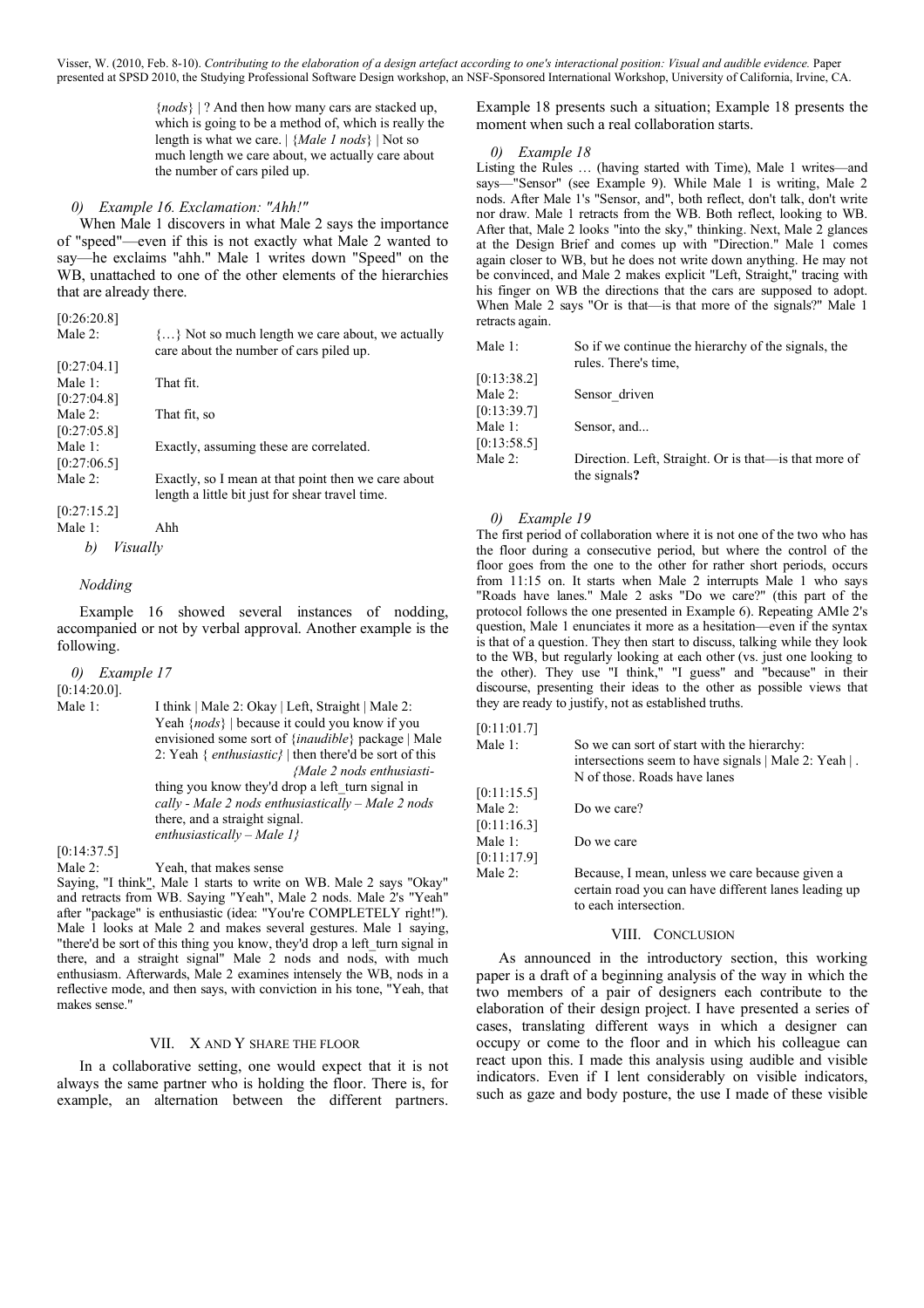{*nods*} | ? And then how many cars are stacked up, which is going to be a method of, which is really the length is what we care. | {*Male 1 nods*} | Not so much length we care about, we actually care about the number of cars piled up.

*0) Example 16. Exclamation: "Ahh!"*

When Male 1 discovers in what Male 2 says the importance of "speed"—even if this is not exactly what Male 2 wanted to say—he exclaims "ahh." Male 1 writes down "Speed" on the WB, unattached to one of the other elements of the hierarchies that are already there.

[0:26:20.8]
Male 2: {…} Not so much length we care about, we actually care about the number of cars piled up.
[0:27:04.1]
Male 1: That fit.
[0:27:04.8]
Male 2: That fit, so
[0:27:05.8]
Male 1: Exactly, assuming these are correlated.
[0:27:06.5]
Male 2: Exactly, so I mean at that point then we care about length a little bit just for shear travel time.
[0:27:15.2]
Male 1: Ahh

*b) Visually*

*Nodding*

Example 16 showed several instances of nodding, accompanied or not by verbal approval. Another example is the following.

*0) Example 17*

[0:14:20.0].
Male 1: I think | Male 2: Okay | Left, Straight | Male 2: Yeah {*nods*} | because it could you know if you envisioned some sort of {*inaudible*} package | Male 2: Yeah { *enthusiastic}* | then there'd be sort of this thing you know they'd drop a left_turn signal in there, and a straight signal. *{Male 2 nods enthusiastically - Male 2 nods enthusiastically – Male 2 nods enthusiastically – Male 1}*
[0:14:37.5]
Male 2: Yeah, that makes sense

Saying, "I think", Male 1 starts to write on WB. Male 2 says "Okay" and retracts from WB. Saying "Yeah", Male 2 nods. Male 2's "Yeah" after "package" is enthusiastic (idea: "You're COMPLETELY right!"). Male 1 looks at Male 2 and makes several gestures. Male 1 saying, "there'd be sort of this thing you know, they'd drop a left_turn signal in there, and a straight signal" Male 2 nods and nods, with much enthusiasm. Afterwards, Male 2 examines intensely the WB, nods in a reflective mode, and then says, with conviction in his tone, "Yeah, that makes sense."

## VII. X and Y Share the Floor

In a collaborative setting, one would expect that it is not always the same partner who is holding the floor. There is, for example, an alternation between the different partners. Example 18 presents such a situation; Example 18 presents the moment when such a real collaboration starts.

*0) Example 18*

Listing the Rules … (having started with Time), Male 1 writes—and says—"Sensor" (see Example 9). While Male 1 is writing, Male 2 nods. After Male 1's "Sensor, and", both reflect, don't talk, don't write nor draw. Male 1 retracts from the WB. Both reflect, looking to WB. After that, Male 2 looks "into the sky," thinking. Next, Male 2 glances at the Design Brief and comes up with "Direction." Male 1 comes again closer to WB, but he does not write down anything. He may not be convinced, and Male 2 makes explicit "Left, Straight," tracing with his finger on WB the directions that the cars are supposed to adopt. When Male 2 says "Or is that—is that more of the signals?" Male 1 retracts again.

Male 1: So if we continue the hierarchy of the signals, the rules. There's time,
[0:13:38.2]
Male 2: Sensor_driven
[0:13:39.7]
Male 1: Sensor, and...
[0:13:58.5]
Male 2: Direction. Left, Straight. Or is that—is that more of the signals**?**

*0) Example 19*

The first period of collaboration where it is not one of the two who has the floor during a consecutive period, but where the control of the floor goes from the one to the other for rather short periods, occurs from 11:15 on. It starts when Male 2 interrupts Male 1 who says "Roads have lanes." Male 2 asks "Do we care?" (this part of the protocol follows the one presented in Example 6). Repeating AMle 2's question, Male 1 enunciates it more as a hesitation—even if the syntax is that of a question. They then start to discuss, talking while they look to the WB, but regularly looking at each other (vs. just one looking to the other). They use "I think," "I guess" and "because" in their discourse, presenting their ideas to the other as possible views that they are ready to justify, not as established truths.

[0:11:01.7]
Male 1: So we can sort of start with the hierarchy: intersections seem to have signals | Male 2: Yeah | . N of those. Roads have lanes
[0:11:15.5]
Male 2: Do we care?
[0:11:16.3]
Male 1: Do we care
[0:11:17.9]
Male 2: Because, I mean, unless we care because given a certain road you can have different lanes leading up to each intersection.

## VIII. Conclusion

As announced in the introductory section, this working paper is a draft of a beginning analysis of the way in which the two members of a pair of designers each contribute to the elaboration of their design project. I have presented a series of cases, translating different ways in which a designer can occupy or come to the floor and in which his colleague can react upon this. I made this analysis using audible and visible indicators. Even if I lent considerably on visible indicators, such as gaze and body posture, the use I made of these visible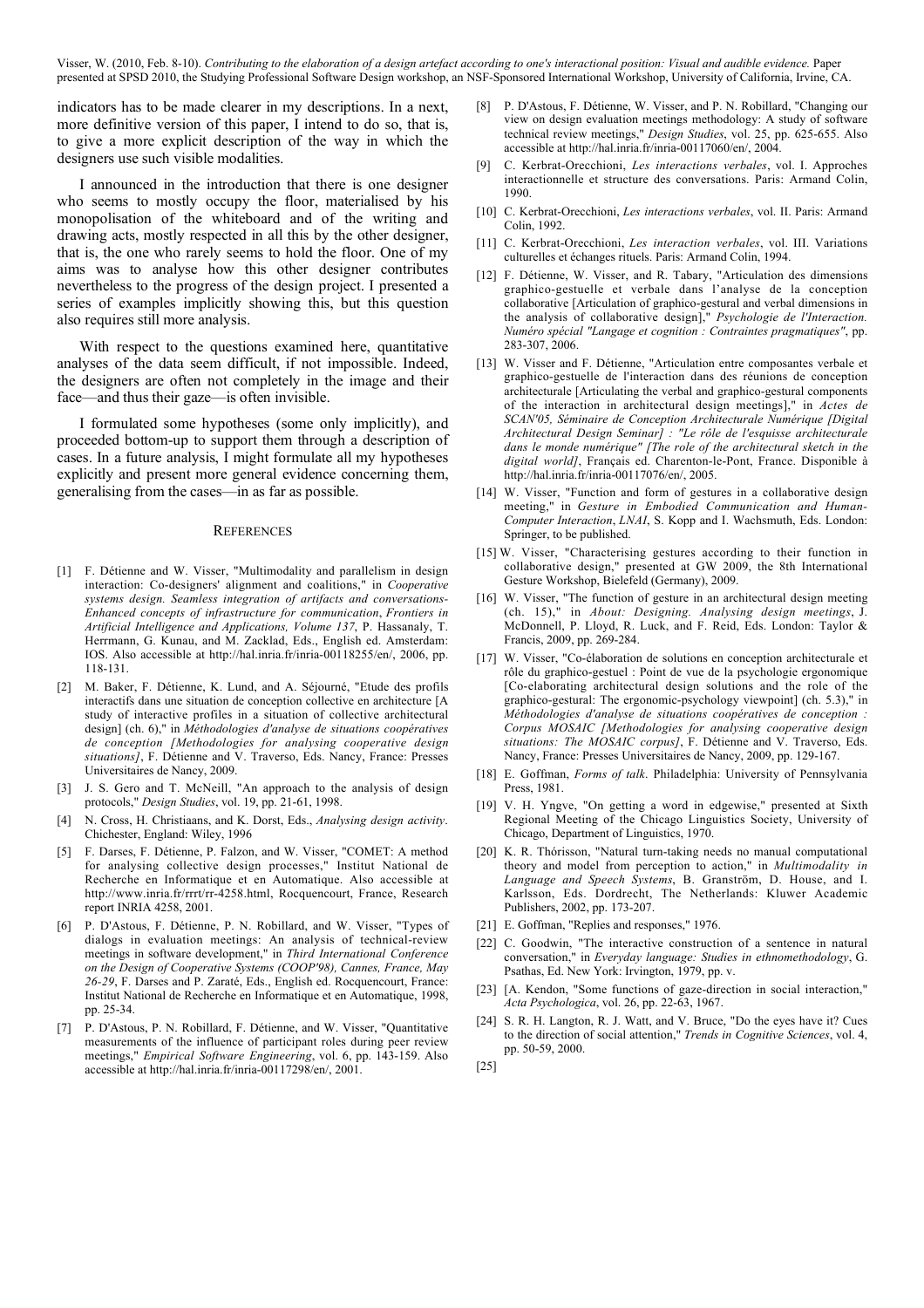indicators has to be made clearer in my descriptions. In a next, more definitive version of this paper, I intend to do so, that is, to give a more explicit description of the way in which the designers use such visible modalities.

I announced in the introduction that there is one designer who seems to mostly occupy the floor, materialised by his monopolisation of the whiteboard and of the writing and drawing acts, mostly respected in all this by the other designer, that is, the one who rarely seems to hold the floor. One of my aims was to analyse how this other designer contributes nevertheless to the progress of the design project. I presented a series of examples implicitly showing this, but this question also requires still more analysis.

With respect to the questions examined here, quantitative analyses of the data seem difficult, if not impossible. Indeed, the designers are often not completely in the image and their face—and thus their gaze—is often invisible.

I formulated some hypotheses (some only implicitly), and proceeded bottom-up to support them through a description of cases. In a future analysis, I might formulate all my hypotheses explicitly and present more general evidence concerning them, generalising from the cases—in as far as possible.

## References

[1] F. Détienne and W. Visser, "Multimodality and parallelism in design interaction: Co-designers' alignment and coalitions," in *Cooperative systems design. Seamless integration of artifacts and conversations-Enhanced concepts of infrastructure for communication*, *Frontiers in Artificial Intelligence and Applications, Volume 137*, P. Hassanaly, T. Herrmann, G. Kunau, and M. Zacklad, Eds., English ed. Amsterdam: IOS. Also accessible at http://hal.inria.fr/inria-00118255/en/, 2006, pp. 118-131.

[2] M. Baker, F. Détienne, K. Lund, and A. Séjourné, "Etude des profils interactifs dans une situation de conception collective en architecture [A study of interactive profiles in a situation of collective architectural design] (ch. 6)," in *Méthodologies d'analyse de situations coopératives de conception [Methodologies for analysing cooperative design situations]*, F. Détienne and V. Traverso, Eds. Nancy, France: Presses Universitaires de Nancy, 2009.

[3] J. S. Gero and T. McNeill, "An approach to the analysis of design protocols," *Design Studies*, vol. 19, pp. 21-61, 1998.

[4] N. Cross, H. Christiaans, and K. Dorst, Eds., *Analysing design activity*. Chichester, England: Wiley, 1996

[5] F. Darses, F. Détienne, P. Falzon, and W. Visser, "COMET: A method for analysing collective design processes," Institut National de Recherche en Informatique et en Automatique. Also accessible at http://www.inria.fr/rrrt/rr-4258.html, Rocquencourt, France, Research report INRIA 4258, 2001.

[6] P. D'Astous, F. Détienne, P. N. Robillard, and W. Visser, "Types of dialogs in evaluation meetings: An analysis of technical-review meetings in software development," in *Third International Conference on the Design of Cooperative Systems (COOP'98), Cannes, France, May 26-29*, F. Darses and P. Zaraté, Eds., English ed. Rocquencourt, France: Institut National de Recherche en Informatique et en Automatique, 1998, pp. 25-34.

[7] P. D'Astous, P. N. Robillard, F. Détienne, and W. Visser, "Quantitative measurements of the influence of participant roles during peer review meetings," *Empirical Software Engineering*, vol. 6, pp. 143-159. Also accessible at http://hal.inria.fr/inria-00117298/en/, 2001.

[8] P. D'Astous, F. Détienne, W. Visser, and P. N. Robillard, "Changing our view on design evaluation meetings methodology: A study of software technical review meetings," *Design Studies*, vol. 25, pp. 625-655. Also accessible at http://hal.inria.fr/inria-00117060/en/, 2004.

[9] C. Kerbrat-Orecchioni, *Les interactions verbales*, vol. I. Approches interactionnelle et structure des conversations. Paris: Armand Colin, 1990.

[10] C. Kerbrat-Orecchioni, *Les interactions verbales*, vol. II. Paris: Armand Colin, 1992.

[11] C. Kerbrat-Orecchioni, *Les interaction verbales*, vol. III. Variations culturelles et échanges rituels. Paris: Armand Colin, 1994.

[12] F. Détienne, W. Visser, and R. Tabary, "Articulation des dimensions graphico-gestuelle et verbale dans l'analyse de la conception collaborative [Articulation of graphico-gestural and verbal dimensions in the analysis of collaborative design]," *Psychologie de l'Interaction. Numéro spécial "Langage et cognition : Contraintes pragmatiques"*, pp. 283-307, 2006.

[13] W. Visser and F. Détienne, "Articulation entre composantes verbale et graphico-gestuelle de l'interaction dans des réunions de conception architecturale [Articulating the verbal and graphico-gestural components of the interaction in architectural design meetings]," in *Actes de SCAN'05, Séminaire de Conception Architecturale Numérique [Digital Architectural Design Seminar] : "Le rôle de l'esquisse architecturale dans le monde numérique" [The role of the architectural sketch in the digital world]*, Français ed. Charenton-le-Pont, France. Disponible à http://hal.inria.fr/inria-00117076/en/, 2005.

[14] W. Visser, "Function and form of gestures in a collaborative design meeting," in *Gesture in Embodied Communication and Human-Computer Interaction*, *LNAI*, S. Kopp and I. Wachsmuth, Eds. London: Springer, to be published.

[15] W. Visser, "Characterising gestures according to their function in collaborative design," presented at GW 2009, the 8th International Gesture Workshop, Bielefeld (Germany), 2009.

[16] W. Visser, "The function of gesture in an architectural design meeting (ch. 15)," in *About: Designing. Analysing design meetings*, J. McDonnell, P. Lloyd, R. Luck, and F. Reid, Eds. London: Taylor & Francis, 2009, pp. 269-284.

[17] W. Visser, "Co-élaboration de solutions en conception architecturale et rôle du graphico-gestuel : Point de vue de la psychologie ergonomique [Co-elaborating architectural design solutions and the role of the graphico-gestural: The ergonomic-psychology viewpoint] (ch. 5.3)," in *Méthodologies d'analyse de situations coopératives de conception : Corpus MOSAIC [Methodologies for analysing cooperative design situations: The MOSAIC corpus]*, F. Détienne and V. Traverso, Eds. Nancy, France: Presses Universitaires de Nancy, 2009, pp. 129-167.

[18] E. Goffman, *Forms of talk*. Philadelphia: University of Pennsylvania Press, 1981.

[19] V. H. Yngve, "On getting a word in edgewise," presented at Sixth Regional Meeting of the Chicago Linguistics Society, University of Chicago, Department of Linguistics, 1970.

[20] K. R. Thórisson, "Natural turn-taking needs no manual computational theory and model from perception to action," in *Multimodality in Language and Speech Systems*, B. Granström, D. House, and I. Karlsson, Eds. Dordrecht, The Netherlands: Kluwer Academic Publishers, 2002, pp. 173-207.

[21] E. Goffman, "Replies and responses," 1976.

[22] C. Goodwin, "The interactive construction of a sentence in natural conversation," in *Everyday language: Studies in ethnomethodology*, G. Psathas, Ed. New York: Irvington, 1979, pp. v.

[23] [A. Kendon, "Some functions of gaze-direction in social interaction," *Acta Psychologica*, vol. 26, pp. 22-63, 1967.

[24] S. R. H. Langton, R. J. Watt, and V. Bruce, "Do the eyes have it? Cues to the direction of social attention," *Trends in Cognitive Sciences*, vol. 4, pp. 50-59, 2000.

[25]